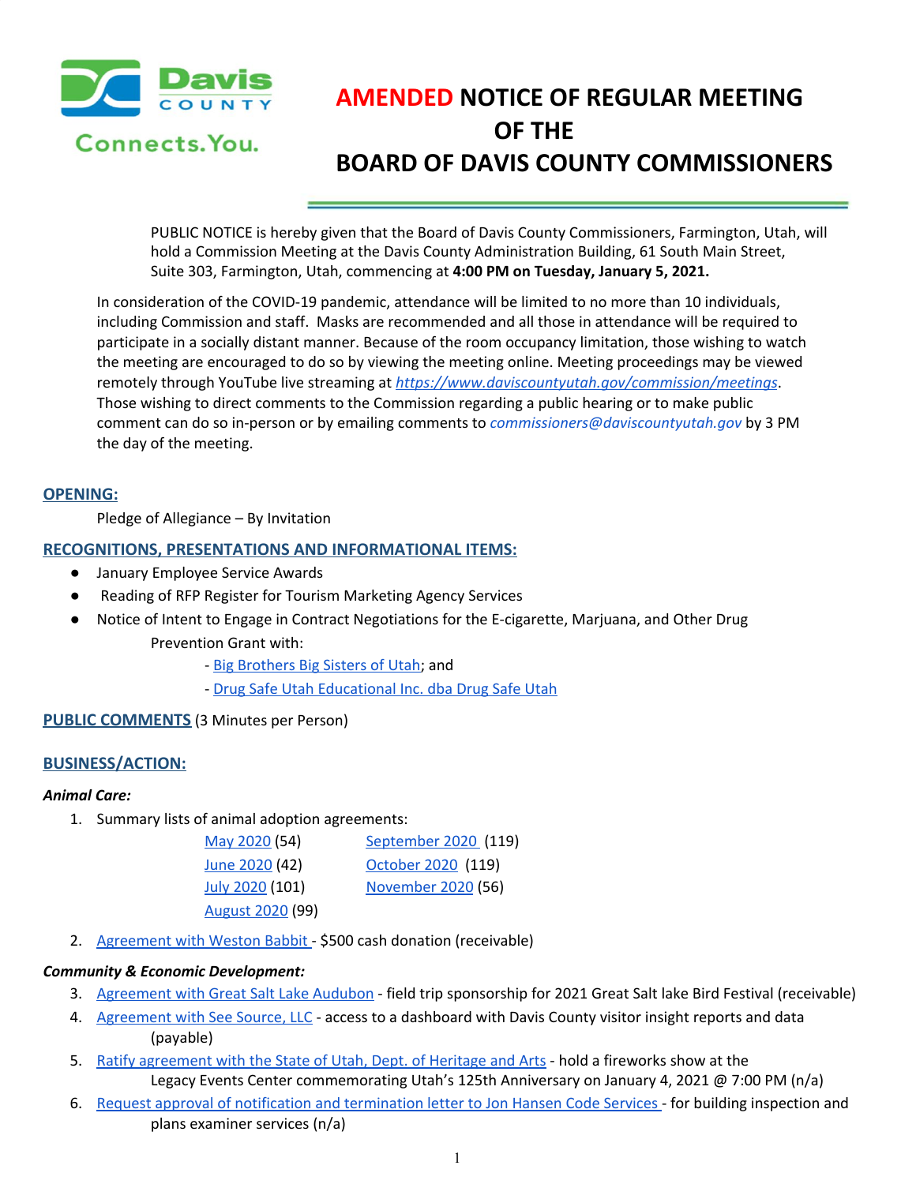# AMENDED NOTICE OF REGULAR MEETING OF THE BOARD OF DAVIS COUNTY COMMISSIONERS

PUBLIC NOTICE is hereby given that the Board of Davis County Commissioners, Farmington, Utah, will hold a Commission Meeting at the Davis County Administration Building, 61 South Main Street, Suite 303, Farmington, Utah, commencing at **4:00 PM on Tuesday, January 5, 2021.**

In consideration of the COVID-19 pandemic, attendance will be limited to no more than 10 individuals, including Commission and staff. Masks are recommended and all those in attendance will be required to participate in a socially distant manner. Because of the room occupancy limitation, those wishing to watch the meeting are encouraged to do so by viewing the meeting online. Meeting proceedings may be viewed remotely through YouTube live streaming at *https://www.daviscountyutah.gov/commission/meetings*. Those wishing to direct comments to the Commission regarding a public hearing or to make public comment can do so in-person or by emailing comments to *commissioners@daviscountyutah.gov* by 3 PM the day of the meeting.

## OPENING:

Pledge of Allegiance – By Invitation

## RECOGNITIONS, PRESENTATIONS AND INFORMATIONAL ITEMS:

- January Employee Service Awards
- Reading of RFP Register for Tourism Marketing Agency Services
- Notice of Intent to Engage in Contract Negotiations for the E-cigarette, Marjuana, and Other Drug Prevention Grant with:
  - Big Brothers Big Sisters of Utah; and
  - Drug Safe Utah Educational Inc. dba Drug Safe Utah

## PUBLIC COMMENTS (3 Minutes per Person)

## BUSINESS/ACTION:

***Animal Care:***

1. Summary lists of animal adoption agreements:
   - May 2020 (54)
   - June 2020 (42)
   - July 2020 (101)
   - August 2020 (99)
   - September 2020 (119)
   - October 2020 (119)
   - November 2020 (56)
2. Agreement with Weston Babbit - $500 cash donation (receivable)

***Community & Economic Development:***

3. Agreement with Great Salt Lake Audubon - field trip sponsorship for 2021 Great Salt lake Bird Festival (receivable)
4. Agreement with See Source, LLC - access to a dashboard with Davis County visitor insight reports and data (payable)
5. Ratify agreement with the State of Utah, Dept. of Heritage and Arts - hold a fireworks show at the Legacy Events Center commemorating Utah's 125th Anniversary on January 4, 2021 @ 7:00 PM (n/a)
6. Request approval of notification and termination letter to Jon Hansen Code Services - for building inspection and plans examiner services (n/a)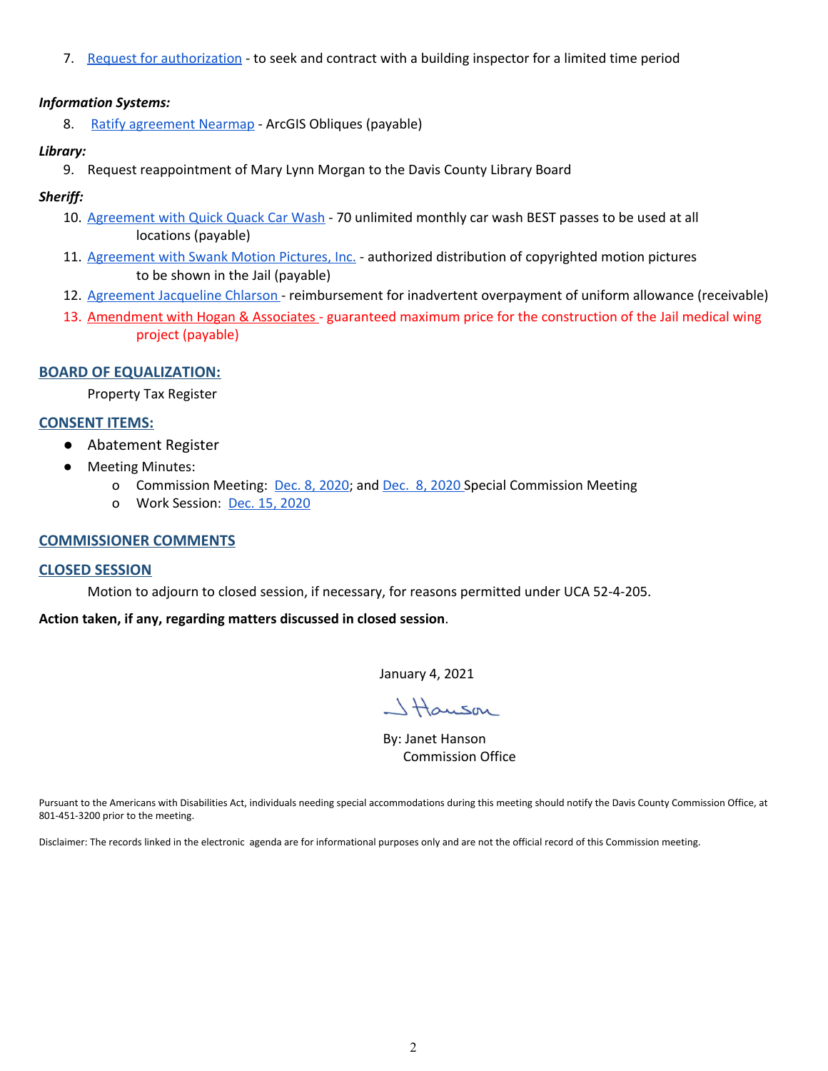7. Request for authorization - to seek and contract with a building inspector for a limited time period

***Information Systems:***

8. Ratify agreement Nearmap - ArcGIS Obliques (payable)

***Library:***

9. Request reappointment of Mary Lynn Morgan to the Davis County Library Board

***Sheriff:***

10. Agreement with Quick Quack Car Wash - 70 unlimited monthly car wash BEST passes to be used at all locations (payable)
11. Agreement with Swank Motion Pictures, Inc. - authorized distribution of copyrighted motion pictures to be shown in the Jail (payable)
12. Agreement Jacqueline Chlarson - reimbursement for inadvertent overpayment of uniform allowance (receivable)
13. Amendment with Hogan & Associates - guaranteed maximum price for the construction of the Jail medical wing project (payable)

## BOARD OF EQUALIZATION:

Property Tax Register

## CONSENT ITEMS:

- Abatement Register
- Meeting Minutes:
  - Commission Meeting: Dec. 8, 2020; and Dec. 8, 2020 Special Commission Meeting
  - Work Session: Dec. 15, 2020

## COMMISSIONER COMMENTS

## CLOSED SESSION

Motion to adjourn to closed session, if necessary, for reasons permitted under UCA 52-4-205.

**Action taken, if any, regarding matters discussed in closed session**.

January 4, 2021

J Hanson

By: Janet Hanson
Commission Office

Pursuant to the Americans with Disabilities Act, individuals needing special accommodations during this meeting should notify the Davis County Commission Office, at 801-451-3200 prior to the meeting.

Disclaimer: The records linked in the electronic agenda are for informational purposes only and are not the official record of this Commission meeting.